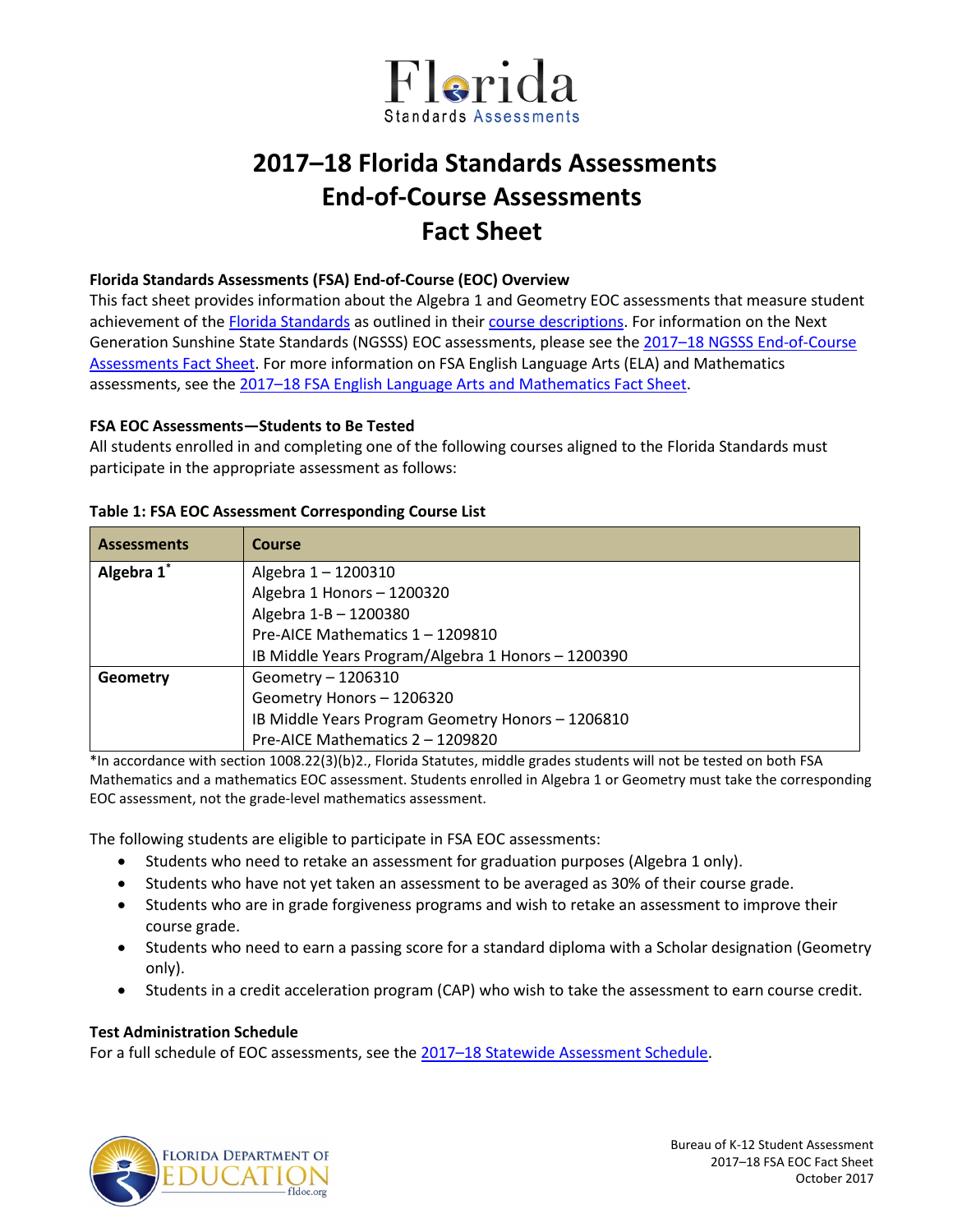# 2017–18 Florida Standards Assessments End-of-Course Assessments Fact Sheet

**Florida Standards Assessments (FSA) End-of-Course (EOC) Overview**

This fact sheet provides information about the Algebra 1 and Geometry EOC assessments that measure student achievement of the Florida Standards as outlined in their course descriptions. For information on the Next Generation Sunshine State Standards (NGSSS) EOC assessments, please see the 2017–18 NGSSS End-of-Course Assessments Fact Sheet. For more information on FSA English Language Arts (ELA) and Mathematics assessments, see the 2017–18 FSA English Language Arts and Mathematics Fact Sheet.

**FSA EOC Assessments—Students to Be Tested**

All students enrolled in and completing one of the following courses aligned to the Florida Standards must participate in the appropriate assessment as follows:

**Table 1: FSA EOC Assessment Corresponding Course List**

| Assessments | Course |
|---|---|
| **Algebra 1*** | Algebra 1 – 1200310<br>Algebra 1 Honors – 1200320<br>Algebra 1-B – 1200380<br>Pre-AICE Mathematics 1 – 1209810<br>IB Middle Years Program/Algebra 1 Honors – 1200390 |
| **Geometry** | Geometry – 1206310<br>Geometry Honors – 1206320<br>IB Middle Years Program Geometry Honors – 1206810<br>Pre-AICE Mathematics 2 – 1209820 |

*In accordance with section 1008.22(3)(b)2., Florida Statutes, middle grades students will not be tested on both FSA Mathematics and a mathematics EOC assessment. Students enrolled in Algebra 1 or Geometry must take the corresponding EOC assessment, not the grade-level mathematics assessment.

The following students are eligible to participate in FSA EOC assessments:

- Students who need to retake an assessment for graduation purposes (Algebra 1 only).
- Students who have not yet taken an assessment to be averaged as 30% of their course grade.
- Students who are in grade forgiveness programs and wish to retake an assessment to improve their course grade.
- Students who need to earn a passing score for a standard diploma with a Scholar designation (Geometry only).
- Students in a credit acceleration program (CAP) who wish to take the assessment to earn course credit.

**Test Administration Schedule**

For a full schedule of EOC assessments, see the 2017–18 Statewide Assessment Schedule.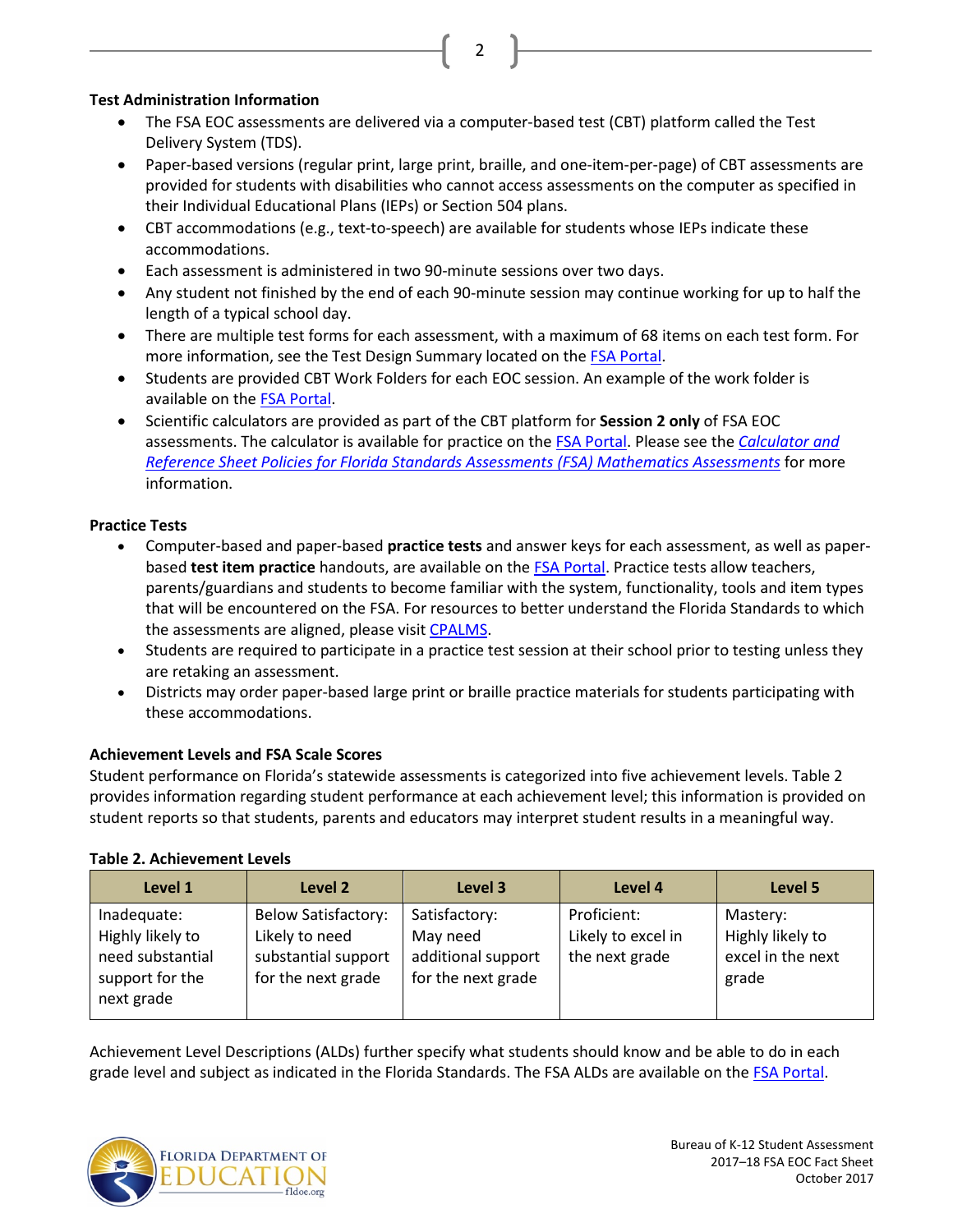**Test Administration Information**

- The FSA EOC assessments are delivered via a computer-based test (CBT) platform called the Test Delivery System (TDS).
- Paper-based versions (regular print, large print, braille, and one-item-per-page) of CBT assessments are provided for students with disabilities who cannot access assessments on the computer as specified in their Individual Educational Plans (IEPs) or Section 504 plans.
- CBT accommodations (e.g., text-to-speech) are available for students whose IEPs indicate these accommodations.
- Each assessment is administered in two 90-minute sessions over two days.
- Any student not finished by the end of each 90-minute session may continue working for up to half the length of a typical school day.
- There are multiple test forms for each assessment, with a maximum of 68 items on each test form. For more information, see the Test Design Summary located on the FSA Portal.
- Students are provided CBT Work Folders for each EOC session. An example of the work folder is available on the FSA Portal.
- Scientific calculators are provided as part of the CBT platform for **Session 2 only** of FSA EOC assessments. The calculator is available for practice on the FSA Portal. Please see the *Calculator and Reference Sheet Policies for Florida Standards Assessments (FSA) Mathematics Assessments* for more information.

**Practice Tests**

- Computer-based and paper-based **practice tests** and answer keys for each assessment, as well as paper-based **test item practice** handouts, are available on the FSA Portal. Practice tests allow teachers, parents/guardians and students to become familiar with the system, functionality, tools and item types that will be encountered on the FSA. For resources to better understand the Florida Standards to which the assessments are aligned, please visit CPALMS.
- Students are required to participate in a practice test session at their school prior to testing unless they are retaking an assessment.
- Districts may order paper-based large print or braille practice materials for students participating with these accommodations.

**Achievement Levels and FSA Scale Scores**

Student performance on Florida's statewide assessments is categorized into five achievement levels. Table 2 provides information regarding student performance at each achievement level; this information is provided on student reports so that students, parents and educators may interpret student results in a meaningful way.

**Table 2. Achievement Levels**

| Level 1 | Level 2 | Level 3 | Level 4 | Level 5 |
|---|---|---|---|---|
| Inadequate: Highly likely to need substantial support for the next grade | Below Satisfactory: Likely to need substantial support for the next grade | Satisfactory: May need additional support for the next grade | Proficient: Likely to excel in the next grade | Mastery: Highly likely to excel in the next grade |

Achievement Level Descriptions (ALDs) further specify what students should know and be able to do in each grade level and subject as indicated in the Florida Standards. The FSA ALDs are available on the FSA Portal.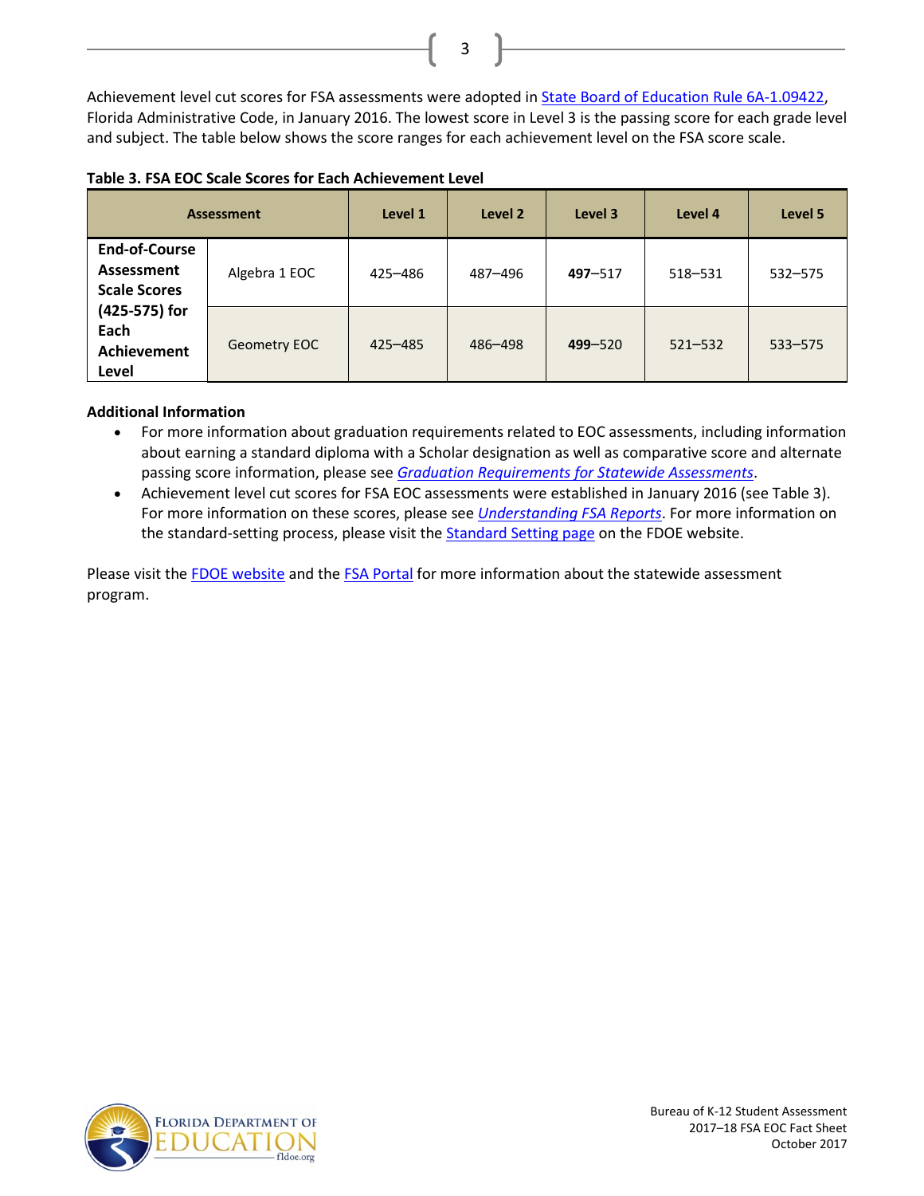Achievement level cut scores for FSA assessments were adopted in State Board of Education Rule 6A-1.09422, Florida Administrative Code, in January 2016. The lowest score in Level 3 is the passing score for each grade level and subject. The table below shows the score ranges for each achievement level on the FSA score scale.

**Table 3. FSA EOC Scale Scores for Each Achievement Level**

| Assessment | | Level 1 | Level 2 | Level 3 | Level 4 | Level 5 |
|---|---|---|---|---|---|---|
| **End-of-Course Assessment Scale Scores (425-575) for Each Achievement Level** | Algebra 1 EOC | 425–486 | 487–496 | **497**–517 | 518–531 | 532–575 |
| | Geometry EOC | 425–485 | 486–498 | **499**–520 | 521–532 | 533–575 |

**Additional Information**

- For more information about graduation requirements related to EOC assessments, including information about earning a standard diploma with a Scholar designation as well as comparative score and alternate passing score information, please see *Graduation Requirements for Statewide Assessments*.
- Achievement level cut scores for FSA EOC assessments were established in January 2016 (see Table 3). For more information on these scores, please see *Understanding FSA Reports*. For more information on the standard-setting process, please visit the Standard Setting page on the FDOE website.

Please visit the FDOE website and the FSA Portal for more information about the statewide assessment program.

Bureau of K-12 Student Assessment
2017–18 FSA EOC Fact Sheet
October 2017